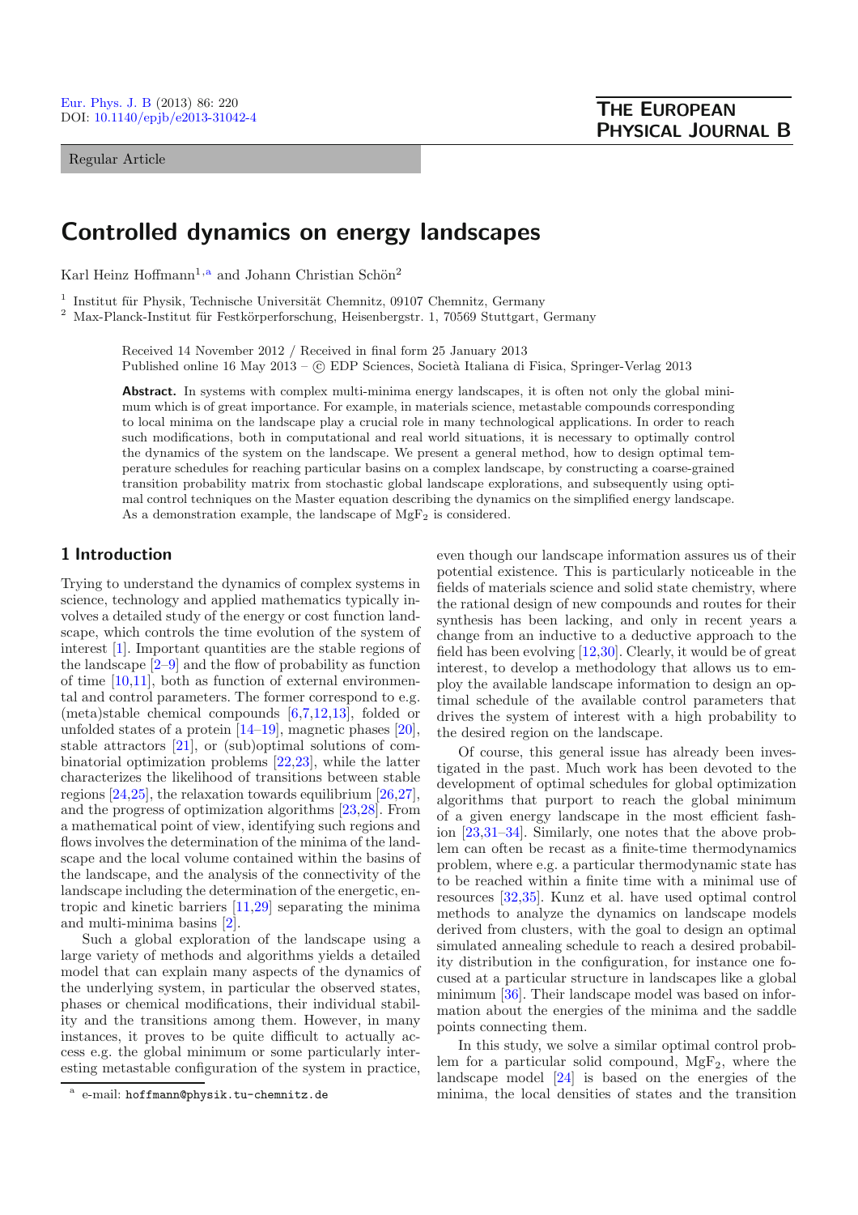Regular Article

# Controlled dynamics on energy landscapes

Karl Heinz Hoffmann[1,a] and Johann Christian Schön[2]

[1] Institut für Physik, Technische Universität Chemnitz, 09107 Chemnitz, Germany
[2] Max-Planck-Institut für Festkörperforschung, Heisenbergstr. 1, 70569 Stuttgart, Germany

Received 14 November 2012 / Received in final form 25 January 2013
Published online 16 May 2013 – © EDP Sciences, Società Italiana di Fisica, Springer-Verlag 2013

**Abstract.** In systems with complex multi-minima energy landscapes, it is often not only the global minimum which is of great importance. For example, in materials science, metastable compounds corresponding to local minima on the landscape play a crucial role in many technological applications. In order to reach such modifications, both in computational and real world situations, it is necessary to optimally control the dynamics of the system on the landscape. We present a general method, how to design optimal temperature schedules for reaching particular basins on a complex landscape, by constructing a coarse-grained transition probability matrix from stochastic global landscape explorations, and subsequently using optimal control techniques on the Master equation describing the dynamics on the simplified energy landscape. As a demonstration example, the landscape of $MgF_2$ is considered.

## 1 Introduction

Trying to understand the dynamics of complex systems in science, technology and applied mathematics typically involves a detailed study of the energy or cost function landscape, which controls the time evolution of the system of interest [1]. Important quantities are the stable regions of the landscape [2–9] and the flow of probability as function of time [10,11], both as function of external environmental and control parameters. The former correspond to e.g. (meta)stable chemical compounds [6,7,12,13], folded or unfolded states of a protein [14–19], magnetic phases [20], stable attractors [21], or (sub)optimal solutions of combinatorial optimization problems [22,23], while the latter characterizes the likelihood of transitions between stable regions [24,25], the relaxation towards equilibrium [26,27], and the progress of optimization algorithms [23,28]. From a mathematical point of view, identifying such regions and flows involves the determination of the minima of the landscape and the local volume contained within the basins of the landscape, and the analysis of the connectivity of the landscape including the determination of the energetic, entropic and kinetic barriers [11,29] separating the minima and multi-minima basins [2].

Such a global exploration of the landscape using a large variety of methods and algorithms yields a detailed model that can explain many aspects of the dynamics of the underlying system, in particular the observed states, phases or chemical modifications, their individual stability and the transitions among them. However, in many instances, it proves to be quite difficult to actually access e.g. the global minimum or some particularly interesting metastable configuration of the system in practice, even though our landscape information assures us of their potential existence. This is particularly noticeable in the fields of materials science and solid state chemistry, where the rational design of new compounds and routes for their synthesis has been lacking, and only in recent years a change from an inductive to a deductive approach to the field has been evolving [12,30]. Clearly, it would be of great interest, to develop a methodology that allows us to employ the available landscape information to design an optimal schedule of the available control parameters that drives the system of interest with a high probability to the desired region on the landscape.

Of course, this general issue has already been investigated in the past. Much work has been devoted to the development of optimal schedules for global optimization algorithms that purport to reach the global minimum of a given energy landscape in the most efficient fashion [23,31–34]. Similarly, one notes that the above problem can often be recast as a finite-time thermodynamics problem, where e.g. a particular thermodynamic state has to be reached within a finite time with a minimal use of resources [32,35]. Kunz et al. have used optimal control methods to analyze the dynamics on landscape models derived from clusters, with the goal to design an optimal simulated annealing schedule to reach a desired probability distribution in the configuration, for instance one focused at a particular structure in landscapes like a global minimum [36]. Their landscape model was based on information about the energies of the minima and the saddle points connecting them.

In this study, we solve a similar optimal control problem for a particular solid compound, $MgF_2$, where the landscape model [24] is based on the energies of the minima, the local densities of states and the transition

[a] e-mail: hoffmann@physik.tu-chemnitz.de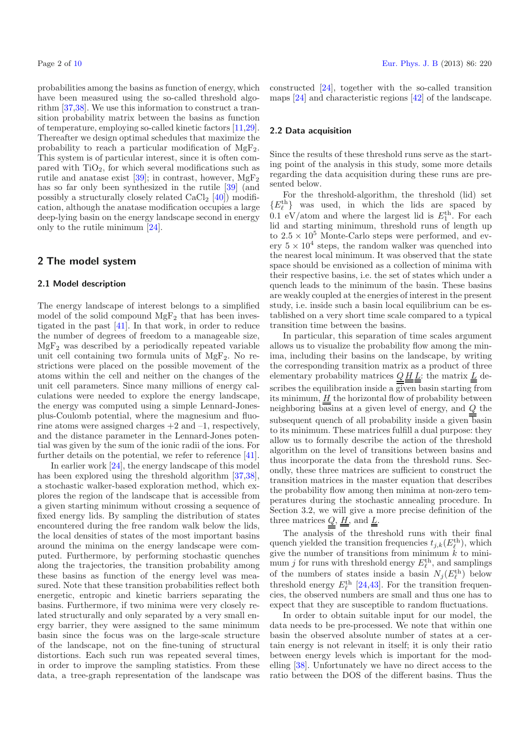probabilities among the basins as function of energy, which have been measured using the so-called threshold algorithm [37,38]. We use this information to construct a transition probability matrix between the basins as function of temperature, employing so-called kinetic factors [11,29]. Thereafter we design optimal schedules that maximize the probability to reach a particular modification of $MgF_2$. This system is of particular interest, since it is often compared with $TiO_2$, for which several modifications such as rutile and anatase exist [39]; in contrast, however, $MgF_2$ has so far only been synthesized in the rutile [39] (and possibly a structurally closely related $CaCl_2$ [40]) modification, although the anatase modification occupies a large deep-lying basin on the energy landscape second in energy only to the rutile minimum [24].

## 2 The model system

### 2.1 Model description

The energy landscape of interest belongs to a simplified model of the solid compound $MgF_2$ that has been investigated in the past [41]. In that work, in order to reduce the number of degrees of freedom to a manageable size, $MgF_2$ was described by a periodically repeated variable unit cell containing two formula units of $MgF_2$. No restrictions were placed on the possible movement of the atoms within the cell and neither on the changes of the unit cell parameters. Since many millions of energy calculations were needed to explore the energy landscape, the energy was computed using a simple Lennard-Jones-plus-Coulomb potential, where the magnesium and fluorine atoms were assigned charges +2 and –1, respectively, and the distance parameter in the Lennard-Jones potential was given by the sum of the ionic radii of the ions. For further details on the potential, we refer to reference [41].

In earlier work [24], the energy landscape of this model has been explored using the threshold algorithm [37,38], a stochastic walker-based exploration method, which explores the region of the landscape that is accessible from a given starting minimum without crossing a sequence of fixed energy lids. By sampling the distribution of states encountered during the free random walk below the lids, the local densities of states of the most important basins around the minima on the energy landscape were computed. Furthermore, by performing stochastic quenches along the trajectories, the transition probability among these basins as function of the energy level was measured. Note that these transition probabilities reflect both energetic, entropic and kinetic barriers separating the basins. Furthermore, if two minima were very closely related structurally and only separated by a very small energy barrier, they were assigned to the same minimum basin since the focus was on the large-scale structure of the landscape, not on the fine-tuning of structural distortions. Each such run was repeated several times, in order to improve the sampling statistics. From these data, a tree-graph representation of the landscape was constructed [24], together with the so-called transition maps [24] and characteristic regions [42] of the landscape.

### 2.2 Data acquisition

Since the results of these threshold runs serve as the starting point of the analysis in this study, some more details regarding the data acquisition during these runs are presented below.

For the threshold-algorithm, the threshold (lid) set $\{E_\ell^{\text{th}}\}$ was used, in which the lids are spaced by 0.1 eV/atom and where the largest lid is $E_1^{\text{th}}$. For each lid and starting minimum, threshold runs of length up to $2.5 \times 10^5$ Monte-Carlo steps were performed, and every $5 \times 10^4$ steps, the random walker was quenched into the nearest local minimum. It was observed that the state space should be envisioned as a collection of minima with their respective basins, i.e. the set of states which under a quench leads to the minimum of the basin. These basins are weakly coupled at the energies of interest in the present study, i.e. inside such a basin local equilibrium can be established on a very short time scale compared to a typical transition time between the basins.

In particular, this separation of time scales argument allows us to visualize the probability flow among the minima, including their basins on the landscape, by writing the corresponding transition matrix as a product of three elementary probability matrices $\underline{\underline{Q}}\,\underline{\underline{H}}\,\underline{\underline{L}}$: the matrix $\underline{\underline{L}}$ describes the equilibration inside a given basin starting from its minimum, $\underline{\underline{H}}$ the horizontal flow of probability between neighboring basins at a given level of energy, and $\underline{\underline{Q}}$ the subsequent quench of all probability inside a given basin to its minimum. These matrices fulfill a dual purpose: they allow us to formally describe the action of the threshold algorithm on the level of transitions between basins and thus incorporate the data from the threshold runs. Secondly, these three matrices are sufficient to construct the transition matrices in the master equation that describes the probability flow among then minima at non-zero temperatures during the stochastic annealing procedure. In Section 3.2, we will give a more precise definition of the three matrices $\underline{\underline{Q}}$, $\underline{\underline{H}}$, and $\underline{\underline{L}}$.

The analysis of the threshold runs with their final quench yielded the transition frequencies $t_{j,k}(E_\ell^{\text{th}})$, which give the number of transitions from minimum $k$ to minimum $j$ for runs with threshold energy $E_\ell^{\text{th}}$, and samplings of the numbers of states inside a basin $N_j(E_\ell^{\text{th}})$ below threshold energy $E_\ell^{\text{th}}$ [24,43]. For the transition frequencies, the observed numbers are small and thus one has to expect that they are susceptible to random fluctuations.

In order to obtain suitable input for our model, the data needs to be pre-processed. We note that within one basin the observed absolute number of states at a certain energy is not relevant in itself; it is only their ratio between energy levels which is important for the modelling [38]. Unfortunately we have no direct access to the ratio between the DOS of the different basins. Thus the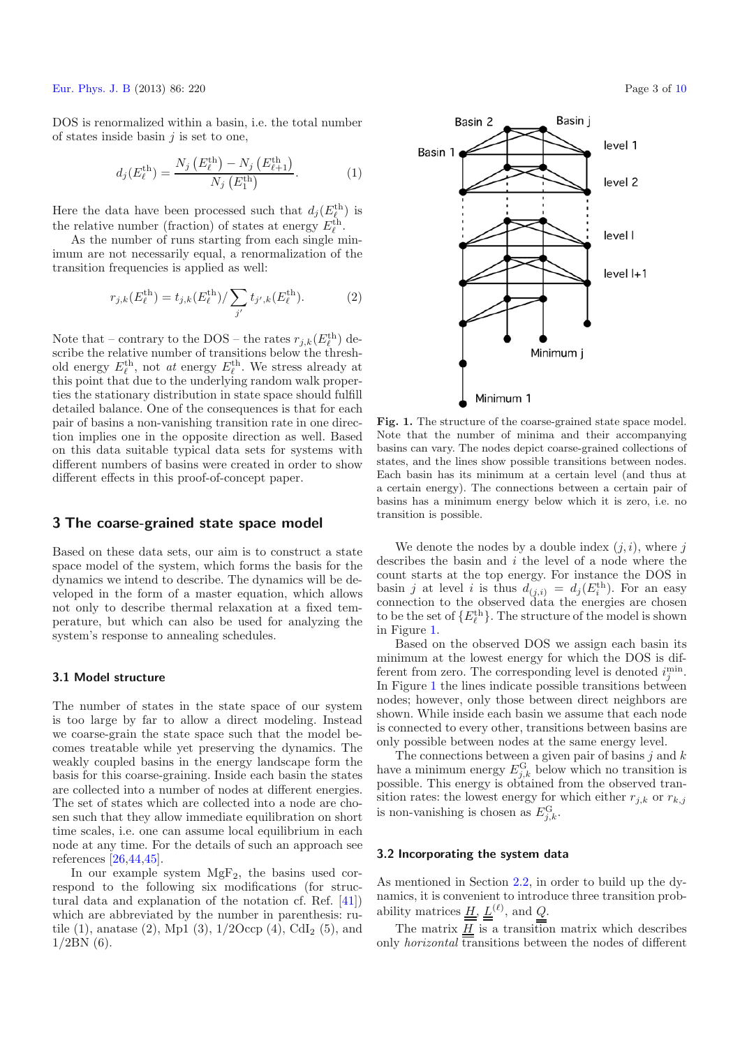DOS is renormalized within a basin, i.e. the total number of states inside basin $j$ is set to one,

$$d_j(E_\ell^{\text{th}}) = \frac{N_j\left(E_\ell^{\text{th}}\right) - N_j\left(E_{\ell+1}^{\text{th}}\right)}{N_j\left(E_1^{\text{th}}\right)}. \qquad (1)$$

Here the data have been processed such that $d_j(E_\ell^{\text{th}})$ is the relative number (fraction) of states at energy $E_\ell^{\text{th}}$.

As the number of runs starting from each single minimum are not necessarily equal, a renormalization of the transition frequencies is applied as well:

$$r_{j,k}(E_\ell^{\text{th}}) = t_{j,k}(E_\ell^{\text{th}}) / \sum_{j'} t_{j',k}(E_\ell^{\text{th}}). \qquad (2)$$

Note that – contrary to the DOS – the rates $r_{j,k}(E_\ell^{\text{th}})$ describe the relative number of transitions below the threshold energy $E_\ell^{\text{th}}$, not *at* energy $E_\ell^{\text{th}}$. We stress already at this point that due to the underlying random walk properties the stationary distribution in state space should fulfill detailed balance. One of the consequences is that for each pair of basins a non-vanishing transition rate in one direction implies one in the opposite direction as well. Based on this data suitable typical data sets for systems with different numbers of basins were created in order to show different effects in this proof-of-concept paper.

## 3 The coarse-grained state space model

Based on these data sets, our aim is to construct a state space model of the system, which forms the basis for the dynamics we intend to describe. The dynamics will be developed in the form of a master equation, which allows not only to describe thermal relaxation at a fixed temperature, but which can also be used for analyzing the system's response to annealing schedules.

### 3.1 Model structure

The number of states in the state space of our system is too large by far to allow a direct modeling. Instead we coarse-grain the state space such that the model becomes treatable while yet preserving the dynamics. The weakly coupled basins in the energy landscape form the basis for this coarse-graining. Inside each basin the states are collected into a number of nodes at different energies. The set of states which are collected into a node are chosen such that they allow immediate equilibration on short time scales, i.e. one can assume local equilibrium in each node at any time. For the details of such an approach see references [26,44,45].

In our example system $MgF_2$, the basins used correspond to the following six modifications (for structural data and explanation of the notation cf. Ref. [41]) which are abbreviated by the number in parenthesis: rutile (1), anatase (2), Mp1 (3), 1/2Occp (4), $CdI_2$ (5), and 1/2BN (6).

Fig. 1. The structure of the coarse-grained state space model. Note that the number of minima and their accompanying basins can vary. The nodes depict coarse-grained collections of states, and the lines show possible transitions between nodes. Each basin has its minimum at a certain level (and thus at a certain energy). The connections between a certain pair of basins has a minimum energy below which it is zero, i.e. no transition is possible.

We denote the nodes by a double index $(j, i)$, where $j$ describes the basin and $i$ the level of a node where the count starts at the top energy. For instance the DOS in basin $j$ at level $i$ is thus $d_{(j,i)} = d_j(E_i^{\text{th}})$. For an easy connection to the observed data the energies are chosen to be the set of $\{E_\ell^{\text{th}}\}$. The structure of the model is shown in Figure 1.

Based on the observed DOS we assign each basin its minimum at the lowest energy for which the DOS is different from zero. The corresponding level is denoted $i_j^{\text{min}}$. In Figure 1 the lines indicate possible transitions between nodes; however, only those between direct neighbors are shown. While inside each basin we assume that each node is connected to every other, transitions between basins are only possible between nodes at the same energy level.

The connections between a given pair of basins $j$ and $k$ have a minimum energy $E_{j,k}^{\text{G}}$ below which no transition is possible. This energy is obtained from the observed transition rates: the lowest energy for which either $r_{j,k}$ or $r_{k,j}$ is non-vanishing is chosen as $E_{j,k}^{\text{G}}$.

### 3.2 Incorporating the system data

As mentioned in Section 2.2, in order to build up the dynamics, it is convenient to introduce three transition probability matrices $\underline{\underline{H}}$, $\underline{\underline{L}}^{(\ell)}$, and $\underline{\underline{Q}}$.

The matrix $\underline{\underline{H}}$ is a transition matrix which describes only *horizontal* transitions between the nodes of different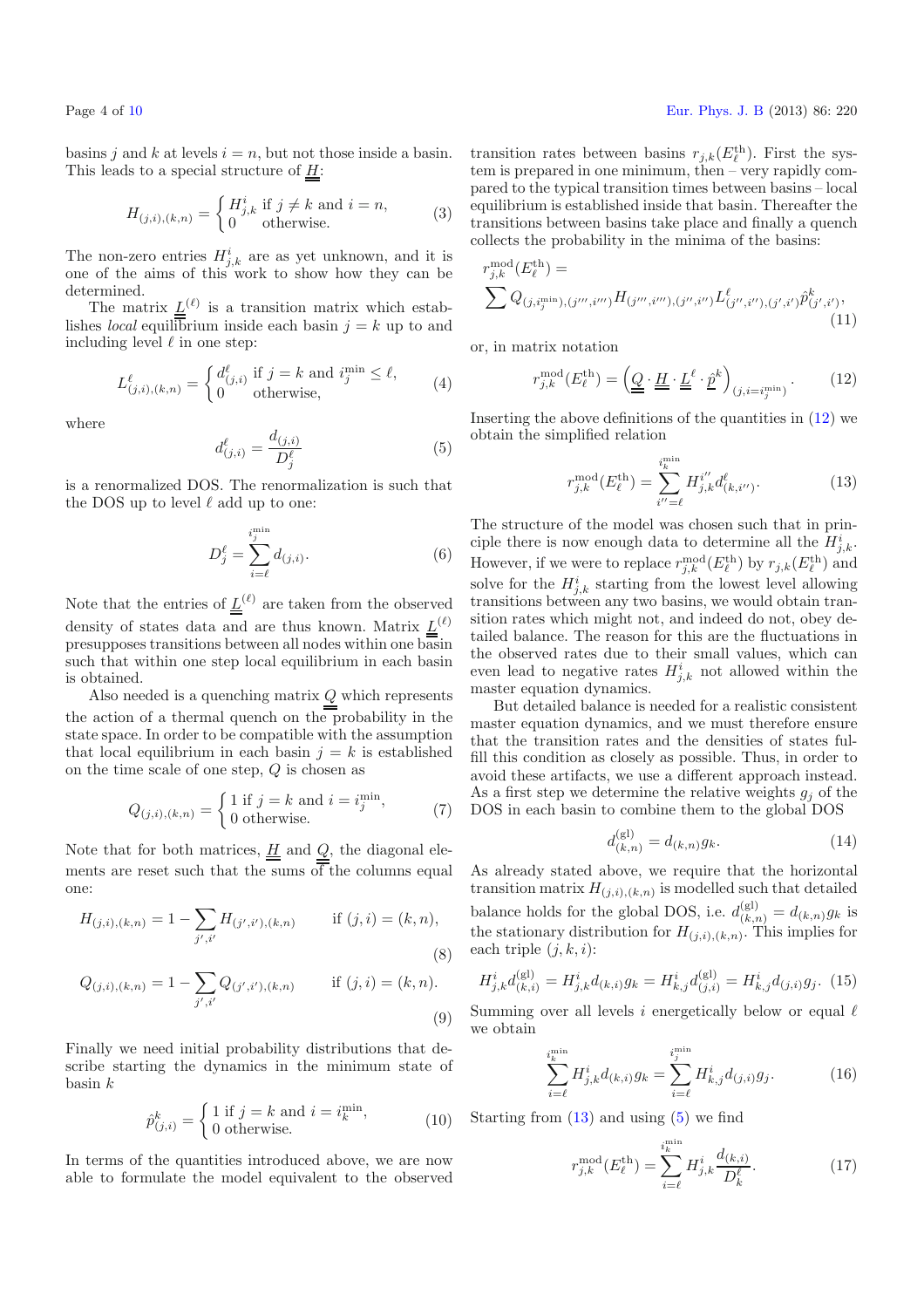basins $j$ and $k$ at levels $i = n$, but not those inside a basin. This leads to a special structure of $\underline{\underline{H}}$:

$$H_{(j,i),(k,n)} = \begin{cases} H^i_{j,k} & \text{if } j \neq k \text{ and } i = n, \\ 0 & \text{otherwise.} \end{cases} \tag{3}$$

The non-zero entries $H^i_{j,k}$ are as yet unknown, and it is one of the aims of this work to show how they can be determined.

The matrix $\underline{\underline{L}}^{(\ell)}$ is a transition matrix which establishes *local* equilibrium inside each basin $j = k$ up to and including level $\ell$ in one step:

$$L^{\ell}_{(j,i),(k,n)} = \begin{cases} d^{\ell}_{(j,i)} & \text{if } j = k \text{ and } i^{\min}_j \leq \ell, \\ 0 & \text{otherwise,} \end{cases} \tag{4}$$

where

$$d^{\ell}_{(j,i)} = \frac{d_{(j,i)}}{D^{\ell}_j} \tag{5}$$

is a renormalized DOS. The renormalization is such that the DOS up to level $\ell$ add up to one:

$$D^{\ell}_j = \sum_{i=\ell}^{i^{\min}_j} d_{(j,i)}. \tag{6}$$

Note that the entries of $\underline{\underline{L}}^{(\ell)}$ are taken from the observed density of states data and are thus known. Matrix $\underline{\underline{L}}^{(\ell)}$ presupposes transitions between all nodes within one basin such that within one step local equilibrium in each basin is obtained.

Also needed is a quenching matrix $\underline{\underline{Q}}$ which represents the action of a thermal quench on the probability in the state space. In order to be compatible with the assumption that local equilibrium in each basin $j = k$ is established on the time scale of one step, $Q$ is chosen as

$$Q_{(j,i),(k,n)} = \begin{cases} 1 & \text{if } j = k \text{ and } i = i^{\min}_j, \\ 0 & \text{otherwise.} \end{cases} \tag{7}$$

Note that for both matrices, $\underline{\underline{H}}$ and $\underline{\underline{Q}}$, the diagonal elements are reset such that the sums of the columns equal one:

$$H_{(j,i),(k,n)} = 1 - \sum_{j',i'} H_{(j',i'),(k,n)} \qquad \text{if } (j,i) = (k,n), \tag{8}$$

$$Q_{(j,i),(k,n)} = 1 - \sum_{j',i'} Q_{(j',i'),(k,n)} \qquad \text{if } (j,i) = (k,n). \tag{9}$$

Finally we need initial probability distributions that describe starting the dynamics in the minimum state of basin $k$

$$\hat{p}^k_{(j,i)} = \begin{cases} 1 & \text{if } j = k \text{ and } i = i^{\min}_k, \\ 0 & \text{otherwise.} \end{cases} \tag{10}$$

In terms of the quantities introduced above, we are now able to formulate the model equivalent to the observed transition rates between basins $r_{j,k}(E^{\text{th}}_\ell)$. First the system is prepared in one minimum, then – very rapidly compared to the typical transition times between basins – local equilibrium is established inside that basin. Thereafter the transitions between basins take place and finally a quench collects the probability in the minima of the basins:

$$r^{\text{mod}}_{j,k}(E^{\text{th}}_\ell) = \sum Q_{(j,i^{\min}_j),(j''',i''')} H_{(j''',i'''),(j'',i'')} L^{\ell}_{(j'',i''),(j',i')} \hat{p}^k_{(j',i')}, \tag{11}$$

or, in matrix notation

$$r^{\text{mod}}_{j,k}(E^{\text{th}}_\ell) = \left( \underline{\underline{Q}} \cdot \underline{\underline{H}} \cdot \underline{\underline{L}}^{\ell} \cdot \underline{\hat{p}}^k \right)_{(j,i=i^{\min}_j)}. \tag{12}$$

Inserting the above definitions of the quantities in (12) we obtain the simplified relation

$$r^{\text{mod}}_{j,k}(E^{\text{th}}_\ell) = \sum_{i''=\ell}^{i^{\min}_k} H^{i''}_{j,k} d^{\ell}_{(k,i'')}. \tag{13}$$

The structure of the model was chosen such that in principle there is now enough data to determine all the $H^i_{j,k}$. However, if we were to replace $r^{\text{mod}}_{j,k}(E^{\text{th}}_\ell)$ by $r_{j,k}(E^{\text{th}}_\ell)$ and solve for the $H^i_{j,k}$ starting from the lowest level allowing transitions between any two basins, we would obtain transition rates which might not, and indeed do not, obey detailed balance. The reason for this are the fluctuations in the observed rates due to their small values, which can even lead to negative rates $H^i_{j,k}$ not allowed within the master equation dynamics.

But detailed balance is needed for a realistic consistent master equation dynamics, and we must therefore ensure that the transition rates and the densities of states fulfill this condition as closely as possible. Thus, in order to avoid these artifacts, we use a different approach instead. As a first step we determine the relative weights $g_j$ of the DOS in each basin to combine them to the global DOS

$$d^{(\text{gl})}_{(k,n)} = d_{(k,n)} g_k. \tag{14}$$

As already stated above, we require that the horizontal transition matrix $H_{(j,i),(k,n)}$ is modelled such that detailed balance holds for the global DOS, i.e. $d^{(\text{gl})}_{(k,n)} = d_{(k,n)} g_k$ is the stationary distribution for $H_{(j,i),(k,n)}$. This implies for each triple $(j,k,i)$:

$$H^i_{j,k} d^{(\text{gl})}_{(k,i)} = H^i_{j,k} d_{(k,i)} g_k = H^i_{k,j} d^{(\text{gl})}_{(j,i)} = H^i_{k,j} d_{(j,i)} g_j. \tag{15}$$

Summing over all levels $i$ energetically below or equal $\ell$ we obtain

$$\sum_{i=\ell}^{i^{\min}_k} H^i_{j,k} d_{(k,i)} g_k = \sum_{i=\ell}^{i^{\min}_j} H^i_{k,j} d_{(j,i)} g_j. \tag{16}$$

Starting from (13) and using (5) we find

$$r^{\text{mod}}_{j,k}(E^{\text{th}}_\ell) = \sum_{i=\ell}^{i^{\min}_k} H^i_{j,k} \frac{d_{(k,i)}}{D^{\ell}_k}. \tag{17}$$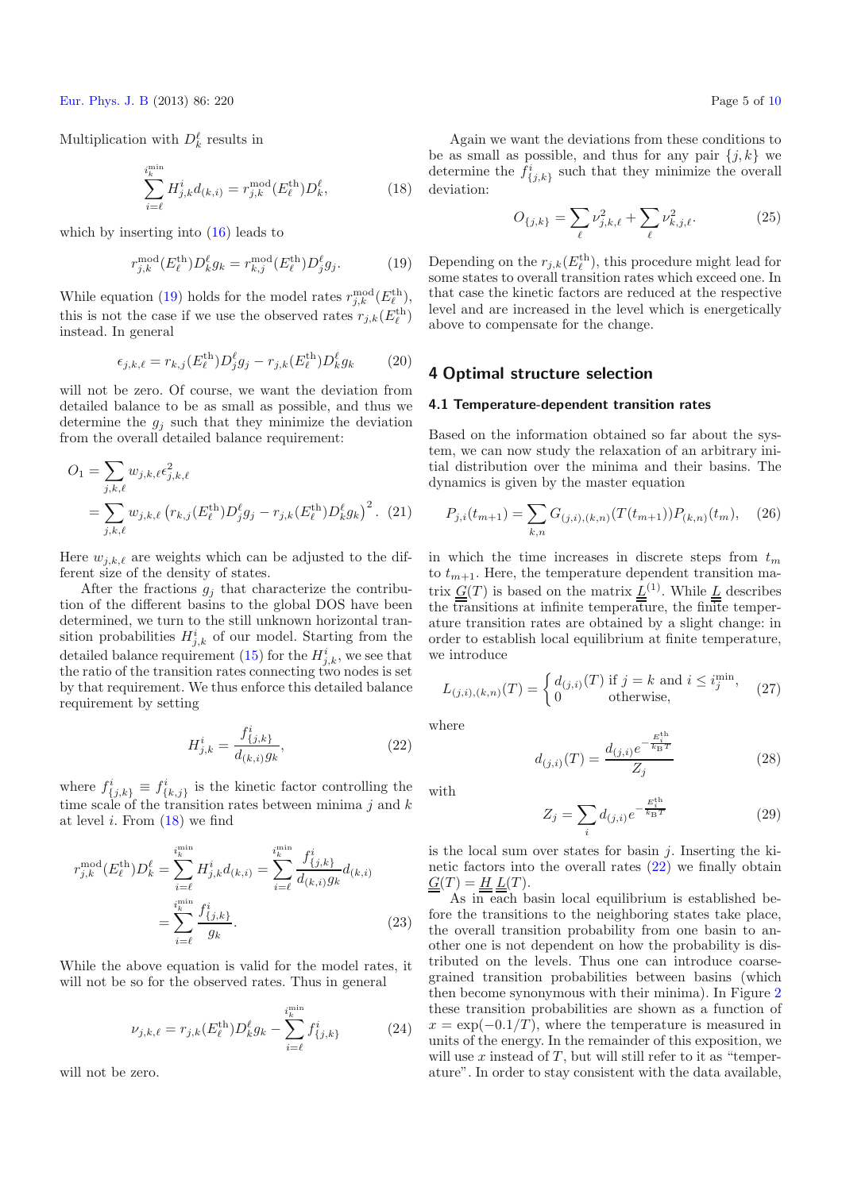Multiplication with $D_k^\ell$ results in

$$\sum_{i=\ell}^{i_k^{\min}} H_{j,k}^i d_{(k,i)} = r_{j,k}^{\mathrm{mod}}(E_\ell^{\mathrm{th}}) D_k^\ell, \tag{18}$$

which by inserting into (16) leads to

$$r_{j,k}^{\mathrm{mod}}(E_\ell^{\mathrm{th}}) D_k^\ell g_k = r_{k,j}^{\mathrm{mod}}(E_\ell^{\mathrm{th}}) D_j^\ell g_j. \tag{19}$$

While equation (19) holds for the model rates $r_{j,k}^{\mathrm{mod}}(E_\ell^{\mathrm{th}})$, this is not the case if we use the observed rates $r_{j,k}(E_\ell^{\mathrm{th}})$ instead. In general

$$\epsilon_{j,k,\ell} = r_{k,j}(E_\ell^{\mathrm{th}}) D_j^\ell g_j - r_{j,k}(E_\ell^{\mathrm{th}}) D_k^\ell g_k \tag{20}$$

will not be zero. Of course, we want the deviation from detailed balance to be as small as possible, and thus we determine the $g_j$ such that they minimize the deviation from the overall detailed balance requirement:

$$\begin{aligned} O_1 &= \sum_{j,k,\ell} w_{j,k,\ell} \epsilon_{j,k,\ell}^2 \\ &= \sum_{j,k,\ell} w_{j,k,\ell} \left( r_{k,j}(E_\ell^{\mathrm{th}}) D_j^\ell g_j - r_{j,k}(E_\ell^{\mathrm{th}}) D_k^\ell g_k \right)^2. \end{aligned} \tag{21}$$

Here $w_{j,k,\ell}$ are weights which can be adjusted to the different size of the density of states.

After the fractions $g_j$ that characterize the contribution of the different basins to the global DOS have been determined, we turn to the still unknown horizontal transition probabilities $H_{j,k}^i$ of our model. Starting from the detailed balance requirement (15) for the $H_{j,k}^i$, we see that the ratio of the transition rates connecting two nodes is set by that requirement. We thus enforce this detailed balance requirement by setting

$$H_{j,k}^i = \frac{f_{\{j,k\}}^i}{d_{(k,i)} g_k}, \tag{22}$$

where $f_{\{j,k\}}^i \equiv f_{\{k,j\}}^i$ is the kinetic factor controlling the time scale of the transition rates between minima $j$ and $k$ at level $i$. From (18) we find

$$\begin{aligned} r_{j,k}^{\mathrm{mod}}(E_\ell^{\mathrm{th}}) D_k^\ell &= \sum_{i=\ell}^{i_k^{\min}} H_{j,k}^i d_{(k,i)} = \sum_{i=\ell}^{i_k^{\min}} \frac{f_{\{j,k\}}^i}{d_{(k,i)} g_k} d_{(k,i)} \\ &= \sum_{i=\ell}^{i_k^{\min}} \frac{f_{\{j,k\}}^i}{g_k}. \end{aligned} \tag{23}$$

While the above equation is valid for the model rates, it will not be so for the observed rates. Thus in general

$$\nu_{j,k,\ell} = r_{j,k}(E_\ell^{\mathrm{th}}) D_k^\ell g_k - \sum_{i=\ell}^{i_k^{\min}} f_{\{j,k\}}^i \tag{24}$$

will not be zero.

Again we want the deviations from these conditions to be as small as possible, and thus for any pair $\{j,k\}$ we determine the $f_{\{j,k\}}^i$ such that they minimize the overall deviation:

$$O_{\{j,k\}} = \sum_\ell \nu_{j,k,\ell}^2 + \sum_\ell \nu_{k,j,\ell}^2. \tag{25}$$

Depending on the $r_{j,k}(E_\ell^{\mathrm{th}})$, this procedure might lead for some states to overall transition rates which exceed one. In that case the kinetic factors are reduced at the respective level and are increased in the level which is energetically above to compensate for the change.

## 4 Optimal structure selection

### 4.1 Temperature-dependent transition rates

Based on the information obtained so far about the system, we can now study the relaxation of an arbitrary initial distribution over the minima and their basins. The dynamics is given by the master equation

$$P_{j,i}(t_{m+1}) = \sum_{k,n} G_{(j,i),(k,n)}(T(t_{m+1})) P_{(k,n)}(t_m), \tag{26}$$

in which the time increases in discrete steps from $t_m$ to $t_{m+1}$. Here, the temperature dependent transition matrix $\underline{\underline{G}}(T)$ is based on the matrix $\underline{\underline{L}}^{(1)}$. While $\underline{\underline{L}}$ describes the transitions at infinite temperature, the finite temperature transition rates are obtained by a slight change: in order to establish local equilibrium at finite temperature, we introduce

$$L_{(j,i),(k,n)}(T) = \begin{cases} d_{(j,i)}(T) & \text{if } j = k \text{ and } i \leq i_j^{\min}, \\ 0 & \text{otherwise}, \end{cases} \tag{27}$$

where

$$d_{(j,i)}(T) = \frac{d_{(j,i)} e^{-\frac{E_i^{\mathrm{th}}}{k_B T}}}{Z_j} \tag{28}$$

with

$$Z_j = \sum_i d_{(j,i)} e^{-\frac{E_i^{\mathrm{th}}}{k_B T}} \tag{29}$$

is the local sum over states for basin $j$. Inserting the kinetic factors into the overall rates (22) we finally obtain $\underline{\underline{G}}(T) = \underline{\underline{H}}\ \underline{\underline{L}}(T)$.

As in each basin local equilibrium is established before the transitions to the neighboring states take place, the overall transition probability from one basin to another one is not dependent on how the probability is distributed on the levels. Thus one can introduce coarse-grained transition probabilities between basins (which then become synonymous with their minima). In Figure 2 these transition probabilities are shown as a function of $x = \exp(-0.1/T)$, where the temperature is measured in units of the energy. In the remainder of this exposition, we will use $x$ instead of $T$, but will still refer to it as "temperature". In order to stay consistent with the data available,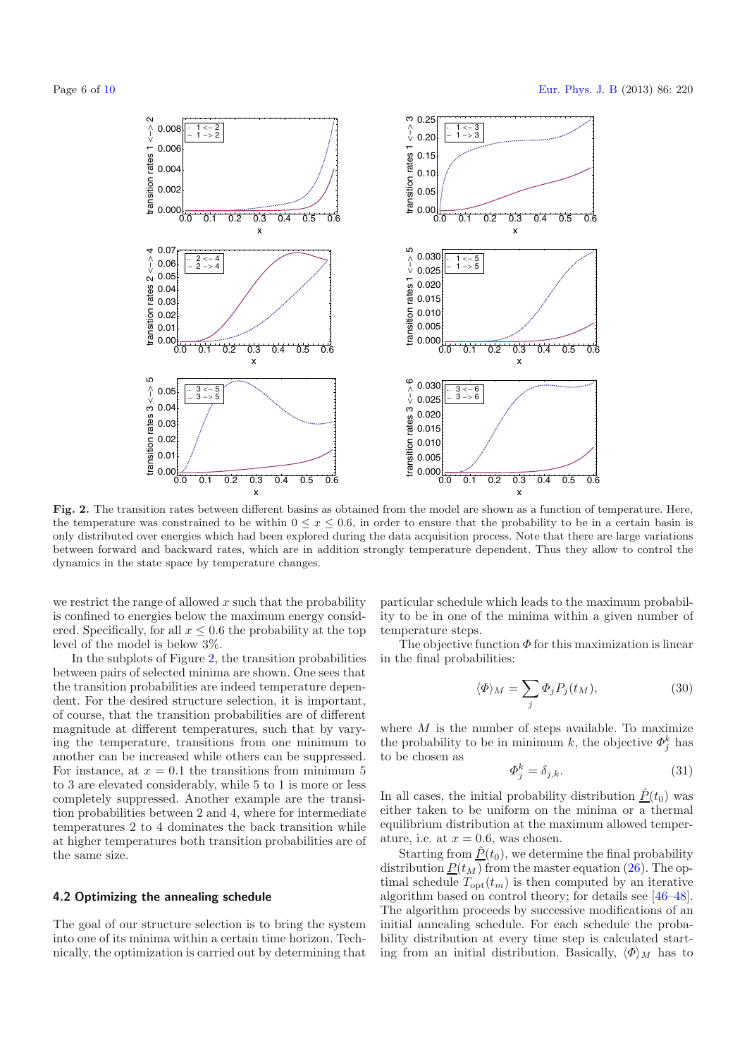**Fig. 2.** The transition rates between different basins as obtained from the model are shown as a function of temperature. Here, the temperature was constrained to be within $0 \leq x \leq 0.6$, in order to ensure that the probability to be in a certain basin is only distributed over energies which had been explored during the data acquisition process. Note that there are large variations between forward and backward rates, which are in addition strongly temperature dependent. Thus they allow to control the dynamics in the state space by temperature changes.

we restrict the range of allowed $x$ such that the probability is confined to energies below the maximum energy considered. Specifically, for all $x \leq 0.6$ the probability at the top level of the model is below 3%.

In the subplots of Figure 2, the transition probabilities between pairs of selected minima are shown. One sees that the transition probabilities are indeed temperature dependent. For the desired structure selection, it is important, of course, that the transition probabilities are of different magnitude at different temperatures, such that by varying the temperature, transitions from one minimum to another can be increased while others can be suppressed. For instance, at $x = 0.1$ the transitions from minimum 5 to 3 are elevated considerably, while 5 to 1 is more or less completely suppressed. Another example are the transition probabilities between 2 and 4, where for intermediate temperatures 2 to 4 dominates the back transition while at higher temperatures both transition probabilities are of the same size.

### 4.2 Optimizing the annealing schedule

The goal of our structure selection is to bring the system into one of its minima within a certain time horizon. Technically, the optimization is carried out by determining that particular schedule which leads to the maximum probability to be in one of the minima within a given number of temperature steps.

The objective function $\Phi$ for this maximization is linear in the final probabilities:

$$\langle \Phi \rangle_M = \sum_j \Phi_j P_j(t_M), \tag{30}$$

where $M$ is the number of steps available. To maximize the probability to be in minimum $k$, the objective $\Phi_j^k$ has to be chosen as

$$\Phi_j^k = \delta_{j,k}. \tag{31}$$

In all cases, the initial probability distribution $\underline{\hat{P}}(t_0)$ was either taken to be uniform on the minima or a thermal equilibrium distribution at the maximum allowed temperature, i.e. at $x = 0.6$, was chosen.

Starting from $\underline{\hat{P}}(t_0)$, we determine the final probability distribution $\underline{P}(t_M)$ from the master equation (26). The optimal schedule $T_{\text{opt}}(t_m)$ is then computed by an iterative algorithm based on control theory; for details see [46–48]. The algorithm proceeds by successive modifications of an initial annealing schedule. For each schedule the probability distribution at every time step is calculated starting from an initial distribution. Basically, $\langle \Phi \rangle_M$ has to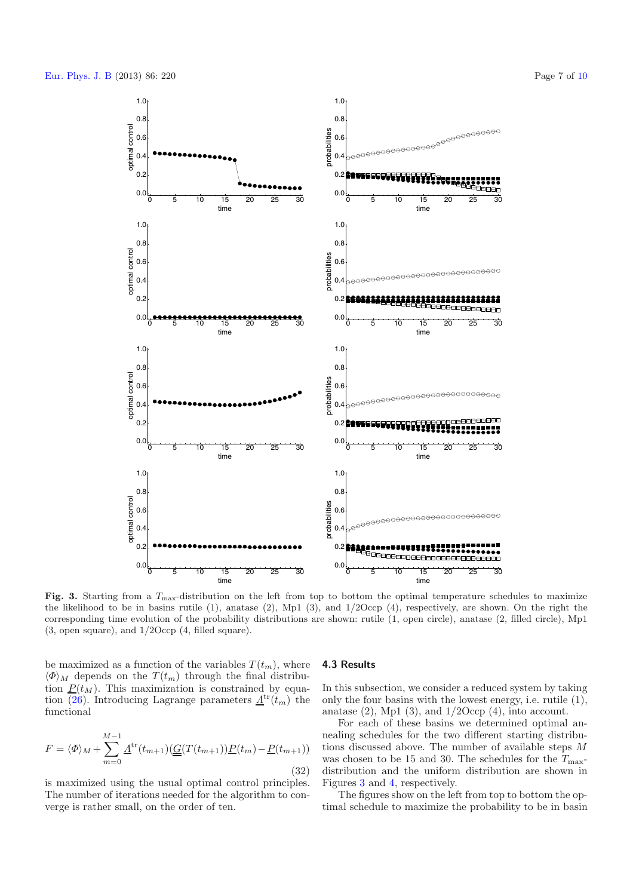**Fig. 3.** Starting from a $T_{\max}$-distribution on the left from top to bottom the optimal temperature schedules to maximize the likelihood to be in basins rutile (1), anatase (2), Mp1 (3), and 1/2Occp (4), respectively, are shown. On the right the corresponding time evolution of the probability distributions are shown: rutile (1, open circle), anatase (2, filled circle), Mp1 (3, open square), and 1/2Occp (4, filled square).

be maximized as a function of the variables $T(t_m)$, where $\langle \Phi \rangle_M$ depends on the $T(t_m)$ through the final distribution $\underline{P}(t_M)$. This maximization is constrained by equation (26). Introducing Lagrange parameters $\underline{\Lambda}^{\mathrm{tr}}(t_m)$ the functional

$$F = \langle \Phi \rangle_M + \sum_{m=0}^{M-1} \underline{\Lambda}^{\mathrm{tr}}(t_{m+1})(\underline{\underline{G}}(T(t_{m+1}))\underline{P}(t_m) - \underline{P}(t_{m+1})) \tag{32}$$

is maximized using the usual optimal control principles. The number of iterations needed for the algorithm to converge is rather small, on the order of ten.

### 4.3 Results

In this subsection, we consider a reduced system by taking only the four basins with the lowest energy, i.e. rutile (1), anatase (2), Mp1 (3), and 1/2Occp (4), into account.

For each of these basins we determined optimal annealing schedules for the two different starting distributions discussed above. The number of available steps $M$ was chosen to be 15 and 30. The schedules for the $T_{\max}$-distribution and the uniform distribution are shown in Figures 3 and 4, respectively.

The figures show on the left from top to bottom the optimal schedule to maximize the probability to be in basin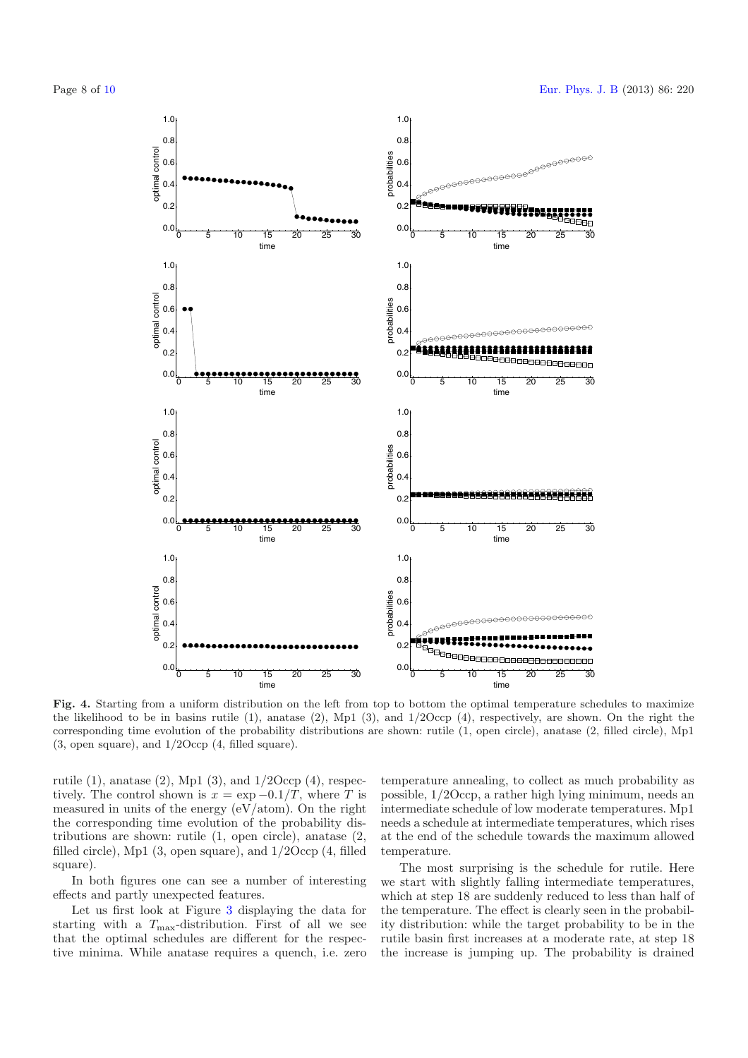**Fig. 4.** Starting from a uniform distribution on the left from top to bottom the optimal temperature schedules to maximize the likelihood to be in basins rutile (1), anatase (2), Mp1 (3), and 1/2Occp (4), respectively, are shown. On the right the corresponding time evolution of the probability distributions are shown: rutile (1, open circle), anatase (2, filled circle), Mp1 (3, open square), and 1/2Occp (4, filled square).

rutile (1), anatase (2), Mp1 (3), and 1/2Occp (4), respectively. The control shown is $x = \exp -0.1/T$, where $T$ is measured in units of the energy (eV/atom). On the right the corresponding time evolution of the probability distributions are shown: rutile (1, open circle), anatase (2, filled circle), Mp1 (3, open square), and 1/2Occp (4, filled square).

In both figures one can see a number of interesting effects and partly unexpected features.

Let us first look at Figure 3 displaying the data for starting with a $T_{\max}$-distribution. First of all we see that the optimal schedules are different for the respective minima. While anatase requires a quench, i.e. zero temperature annealing, to collect as much probability as possible, 1/2Occp, a rather high lying minimum, needs an intermediate schedule of low moderate temperatures. Mp1 needs a schedule at intermediate temperatures, which rises at the end of the schedule towards the maximum allowed temperature.

The most surprising is the schedule for rutile. Here we start with slightly falling intermediate temperatures, which at step 18 are suddenly reduced to less than half of the temperature. The effect is clearly seen in the probability distribution: while the target probability to be in the rutile basin first increases at a moderate rate, at step 18 the increase is jumping up. The probability is drained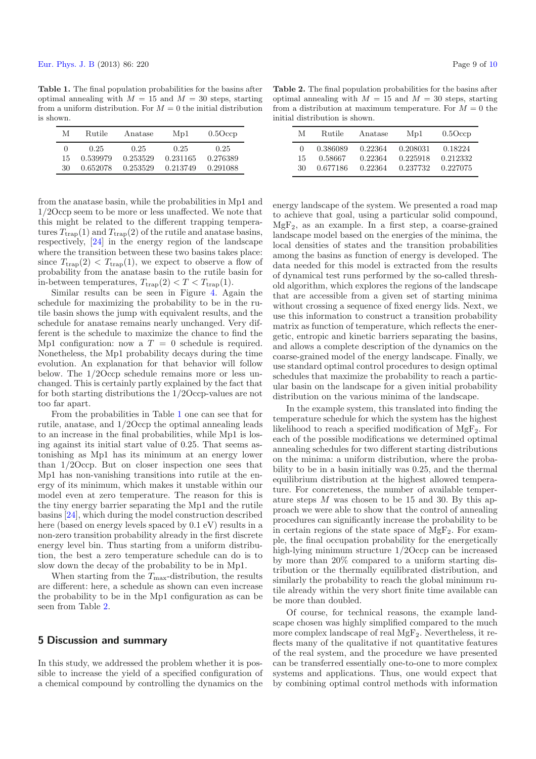**Table 1.** The final population probabilities for the basins after optimal annealing with $M = 15$ and $M = 30$ steps, starting from a uniform distribution. For $M = 0$ the initial distribution is shown.

| M | Rutile | Anatase | Mp1 | 0.5Occp |
|---|---|---|---|---|
| 0 | 0.25 | 0.25 | 0.25 | 0.25 |
| 15 | 0.539979 | 0.253529 | 0.231165 | 0.276389 |
| 30 | 0.652078 | 0.253529 | 0.213749 | 0.291088 |

**Table 2.** The final population probabilities for the basins after optimal annealing with $M = 15$ and $M = 30$ steps, starting from a distribution at maximum temperature. For $M = 0$ the initial distribution is shown.

| M | Rutile | Anatase | Mp1 | 0.5Occp |
|---|---|---|---|---|
| 0 | 0.386089 | 0.22364 | 0.208031 | 0.18224 |
| 15 | 0.58667 | 0.22364 | 0.225918 | 0.212332 |
| 30 | 0.677186 | 0.22364 | 0.237732 | 0.227075 |

from the anatase basin, while the probabilities in Mp1 and 1/2Occp seem to be more or less unaffected. We note that this might be related to the different trapping temperatures $T_{\mathrm{trap}}(1)$ and $T_{\mathrm{trap}}(2)$ of the rutile and anatase basins, respectively, [24] in the energy region of the landscape where the transition between these two basins takes place: since $T_{\mathrm{trap}}(2) < T_{\mathrm{trap}}(1)$, we expect to observe a flow of probability from the anatase basin to the rutile basin for in-between temperatures, $T_{\mathrm{trap}}(2) < T < T_{\mathrm{trap}}(1)$.

Similar results can be seen in Figure 4. Again the schedule for maximizing the probability to be in the rutile basin shows the jump with equivalent results, and the schedule for anatase remains nearly unchanged. Very different is the schedule to maximize the chance to find the Mp1 configuration: now a $T = 0$ schedule is required. Nonetheless, the Mp1 probability decays during the time evolution. An explanation for that behavior will follow below. The 1/2Occp schedule remains more or less unchanged. This is certainly partly explained by the fact that for both starting distributions the 1/2Occp-values are not too far apart.

From the probabilities in Table 1 one can see that for rutile, anatase, and 1/2Occp the optimal annealing leads to an increase in the final probabilities, while Mp1 is losing against its initial start value of 0.25. That seems astonishing as Mp1 has its minimum at an energy lower than 1/2Occp. But on closer inspection one sees that Mp1 has non-vanishing transitions into rutile at the energy of its minimum, which makes it unstable within our model even at zero temperature. The reason for this is the tiny energy barrier separating the Mp1 and the rutile basins [24], which during the model construction described here (based on energy levels spaced by 0.1 eV) results in a non-zero transition probability already in the first discrete energy level bin. Thus starting from a uniform distribution, the best a zero temperature schedule can do is to slow down the decay of the probability to be in Mp1.

When starting from the $T_{\max}$-distribution, the results are different: here, a schedule as shown can even increase the probability to be in the Mp1 configuration as can be seen from Table 2.

## 5 Discussion and summary

In this study, we addressed the problem whether it is possible to increase the yield of a specified configuration of a chemical compound by controlling the dynamics on the energy landscape of the system. We presented a road map to achieve that goal, using a particular solid compound, $MgF_2$, as an example. In a first step, a coarse-grained landscape model based on the energies of the minima, the local densities of states and the transition probabilities among the basins as function of energy is developed. The data needed for this model is extracted from the results of dynamical test runs performed by the so-called threshold algorithm, which explores the regions of the landscape that are accessible from a given set of starting minima without crossing a sequence of fixed energy lids. Next, we use this information to construct a transition probability matrix as function of temperature, which reflects the energetic, entropic and kinetic barriers separating the basins, and allows a complete description of the dynamics on the coarse-grained model of the energy landscape. Finally, we use standard optimal control procedures to design optimal schedules that maximize the probability to reach a particular basin on the landscape for a given initial probability distribution on the various minima of the landscape.

In the example system, this translated into finding the temperature schedule for which the system has the highest likelihood to reach a specified modification of $MgF_2$. For each of the possible modifications we determined optimal annealing schedules for two different starting distributions on the minima: a uniform distribution, where the probability to be in a basin initially was 0.25, and the thermal equilibrium distribution at the highest allowed temperature. For concreteness, the number of available temperature steps $M$ was chosen to be 15 and 30. By this approach we were able to show that the control of annealing procedures can significantly increase the probability to be in certain regions of the state space of $MgF_2$. For example, the final occupation probability for the energetically high-lying minimum structure 1/2Occp can be increased by more than 20% compared to a uniform starting distribution or the thermally equilibrated distribution, and similarly the probability to reach the global minimum rutile already within the very short finite time available can be more than doubled.

Of course, for technical reasons, the example landscape chosen was highly simplified compared to the much more complex landscape of real $MgF_2$. Nevertheless, it reflects many of the qualitative if not quantitative features of the real system, and the procedure we have presented can be transferred essentially one-to-one to more complex systems and applications. Thus, one would expect that by combining optimal control methods with information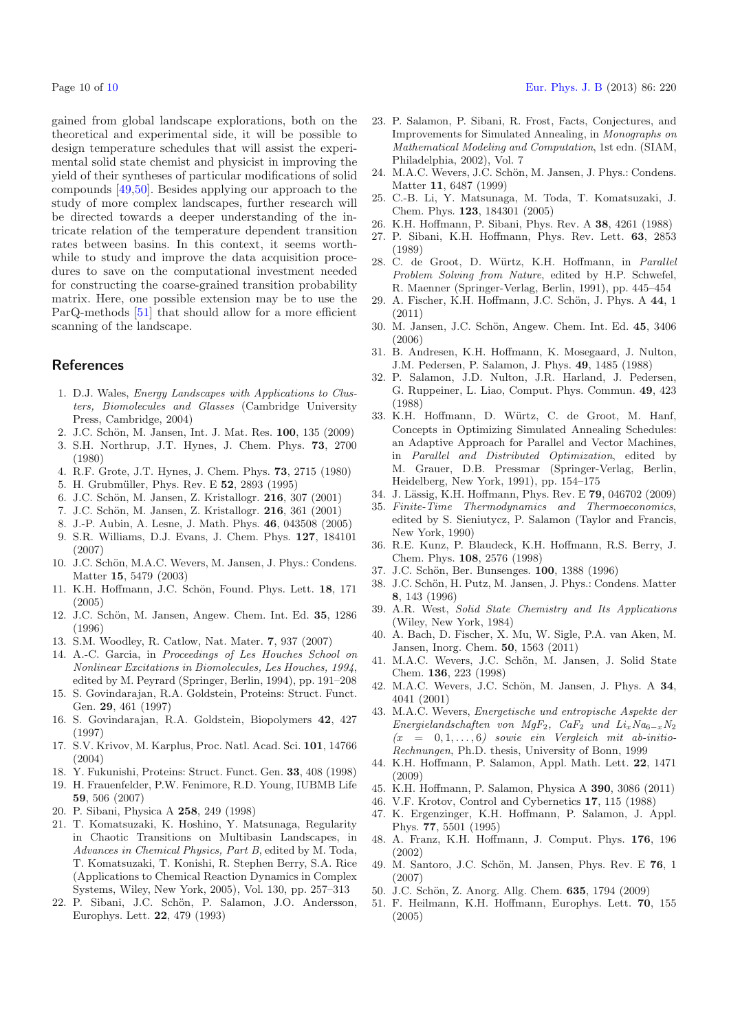gained from global landscape explorations, both on the theoretical and experimental side, it will be possible to design temperature schedules that will assist the experimental solid state chemist and physicist in improving the yield of their syntheses of particular modifications of solid compounds [49,50]. Besides applying our approach to the study of more complex landscapes, further research will be directed towards a deeper understanding of the intricate relation of the temperature dependent transition rates between basins. In this context, it seems worthwhile to study and improve the data acquisition procedures to save on the computational investment needed for constructing the coarse-grained transition probability matrix. Here, one possible extension may be to use the ParQ-methods [51] that should allow for a more efficient scanning of the landscape.

## References

1. D.J. Wales, *Energy Landscapes with Applications to Clusters, Biomolecules and Glasses* (Cambridge University Press, Cambridge, 2004)
2. J.C. Schön, M. Jansen, Int. J. Mat. Res. **100**, 135 (2009)
3. S.H. Northrup, J.T. Hynes, J. Chem. Phys. **73**, 2700 (1980)
4. R.F. Grote, J.T. Hynes, J. Chem. Phys. **73**, 2715 (1980)
5. H. Grubmüller, Phys. Rev. E **52**, 2893 (1995)
6. J.C. Schön, M. Jansen, Z. Kristallogr. **216**, 307 (2001)
7. J.C. Schön, M. Jansen, Z. Kristallogr. **216**, 361 (2001)
8. J.-P. Aubin, A. Lesne, J. Math. Phys. **46**, 043508 (2005)
9. S.R. Williams, D.J. Evans, J. Chem. Phys. **127**, 184101 (2007)
10. J.C. Schön, M.A.C. Wevers, M. Jansen, J. Phys.: Condens. Matter **15**, 5479 (2003)
11. K.H. Hoffmann, J.C. Schön, Found. Phys. Lett. **18**, 171 (2005)
12. J.C. Schön, M. Jansen, Angew. Chem. Int. Ed. **35**, 1286 (1996)
13. S.M. Woodley, R. Catlow, Nat. Mater. **7**, 937 (2007)
14. A.-C. Garcia, in *Proceedings of Les Houches School on Nonlinear Excitations in Biomolecules, Les Houches, 1994*, edited by M. Peyrard (Springer, Berlin, 1994), pp. 191–208
15. S. Govindarajan, R.A. Goldstein, Proteins: Struct. Funct. Gen. **29**, 461 (1997)
16. S. Govindarajan, R.A. Goldstein, Biopolymers **42**, 427 (1997)
17. S.V. Krivov, M. Karplus, Proc. Natl. Acad. Sci. **101**, 14766 (2004)
18. Y. Fukunishi, Proteins: Struct. Funct. Gen. **33**, 408 (1998)
19. H. Frauenfelder, P.W. Fenimore, R.D. Young, IUBMB Life **59**, 506 (2007)
20. P. Sibani, Physica A **258**, 249 (1998)
21. T. Komatsuzaki, K. Hoshino, Y. Matsunaga, Regularity in Chaotic Transitions on Multibasin Landscapes, in *Advances in Chemical Physics, Part B*, edited by M. Toda, T. Komatsuzaki, T. Konishi, R. Stephen Berry, S.A. Rice (Applications to Chemical Reaction Dynamics in Complex Systems, Wiley, New York, 2005), Vol. 130, pp. 257–313
22. P. Sibani, J.C. Schön, P. Salamon, J.O. Andersson, Europhys. Lett. **22**, 479 (1993)
23. P. Salamon, P. Sibani, R. Frost, Facts, Conjectures, and Improvements for Simulated Annealing, in *Monographs on Mathematical Modeling and Computation*, 1st edn. (SIAM, Philadelphia, 2002), Vol. 7
24. M.A.C. Wevers, J.C. Schön, M. Jansen, J. Phys.: Condens. Matter **11**, 6487 (1999)
25. C.-B. Li, Y. Matsunaga, M. Toda, T. Komatsuzaki, J. Chem. Phys. **123**, 184301 (2005)
26. K.H. Hoffmann, P. Sibani, Phys. Rev. A **38**, 4261 (1988)
27. P. Sibani, K.H. Hoffmann, Phys. Rev. Lett. **63**, 2853 (1989)
28. C. de Groot, D. Würtz, K.H. Hoffmann, in *Parallel Problem Solving from Nature*, edited by H.P. Schwefel, R. Maenner (Springer-Verlag, Berlin, 1991), pp. 445–454
29. A. Fischer, K.H. Hoffmann, J.C. Schön, J. Phys. A **44**, 1 (2011)
30. M. Jansen, J.C. Schön, Angew. Chem. Int. Ed. **45**, 3406 (2006)
31. B. Andresen, K.H. Hoffmann, K. Mosegaard, J. Nulton, J.M. Pedersen, P. Salamon, J. Phys. **49**, 1485 (1988)
32. P. Salamon, J.D. Nulton, J.R. Harland, J. Pedersen, G. Ruppeiner, L. Liao, Comput. Phys. Commun. **49**, 423 (1988)
33. K.H. Hoffmann, D. Würtz, C. de Groot, M. Hanf, Concepts in Optimizing Simulated Annealing Schedules: an Adaptive Approach for Parallel and Vector Machines, in *Parallel and Distributed Optimization*, edited by M. Grauer, D.B. Pressmar (Springer-Verlag, Berlin, Heidelberg, New York, 1991), pp. 154–175
34. J. Lässig, K.H. Hoffmann, Phys. Rev. E **79**, 046702 (2009)
35. *Finite-Time Thermodynamics and Thermoeconomics*, edited by S. Sieniutycz, P. Salamon (Taylor and Francis, New York, 1990)
36. R.E. Kunz, P. Blaudeck, K.H. Hoffmann, R.S. Berry, J. Chem. Phys. **108**, 2576 (1998)
37. J.C. Schön, Ber. Bunsenges. **100**, 1388 (1996)
38. J.C. Schön, H. Putz, M. Jansen, J. Phys.: Condens. Matter **8**, 143 (1996)
39. A.R. West, *Solid State Chemistry and Its Applications* (Wiley, New York, 1984)
40. A. Bach, D. Fischer, X. Mu, W. Sigle, P.A. van Aken, M. Jansen, Inorg. Chem. **50**, 1563 (2011)
41. M.A.C. Wevers, J.C. Schön, M. Jansen, J. Solid State Chem. **136**, 223 (1998)
42. M.A.C. Wevers, J.C. Schön, M. Jansen, J. Phys. A **34**, 4041 (2001)
43. M.A.C. Wevers, *Energetische und entropische Aspekte der Energielandschaften von $MgF_2$, $CaF_2$ und $Li_xNa_{6-x}N_2$ ($x = 0, 1, \ldots, 6$) sowie ein Vergleich mit ab-initio-Rechnungen*, Ph.D. thesis, University of Bonn, 1999
44. K.H. Hoffmann, P. Salamon, Appl. Math. Lett. **22**, 1471 (2009)
45. K.H. Hoffmann, P. Salamon, Physica A **390**, 3086 (2011)
46. V.F. Krotov, Control and Cybernetics **17**, 115 (1988)
47. K. Ergenzinger, K.H. Hoffmann, P. Salamon, J. Appl. Phys. **77**, 5501 (1995)
48. A. Franz, K.H. Hoffmann, J. Comput. Phys. **176**, 196 (2002)
49. M. Santoro, J.C. Schön, M. Jansen, Phys. Rev. E **76**, 1 (2007)
50. J.C. Schön, Z. Anorg. Allg. Chem. **635**, 1794 (2009)
51. F. Heilmann, K.H. Hoffmann, Europhys. Lett. **70**, 155 (2005)